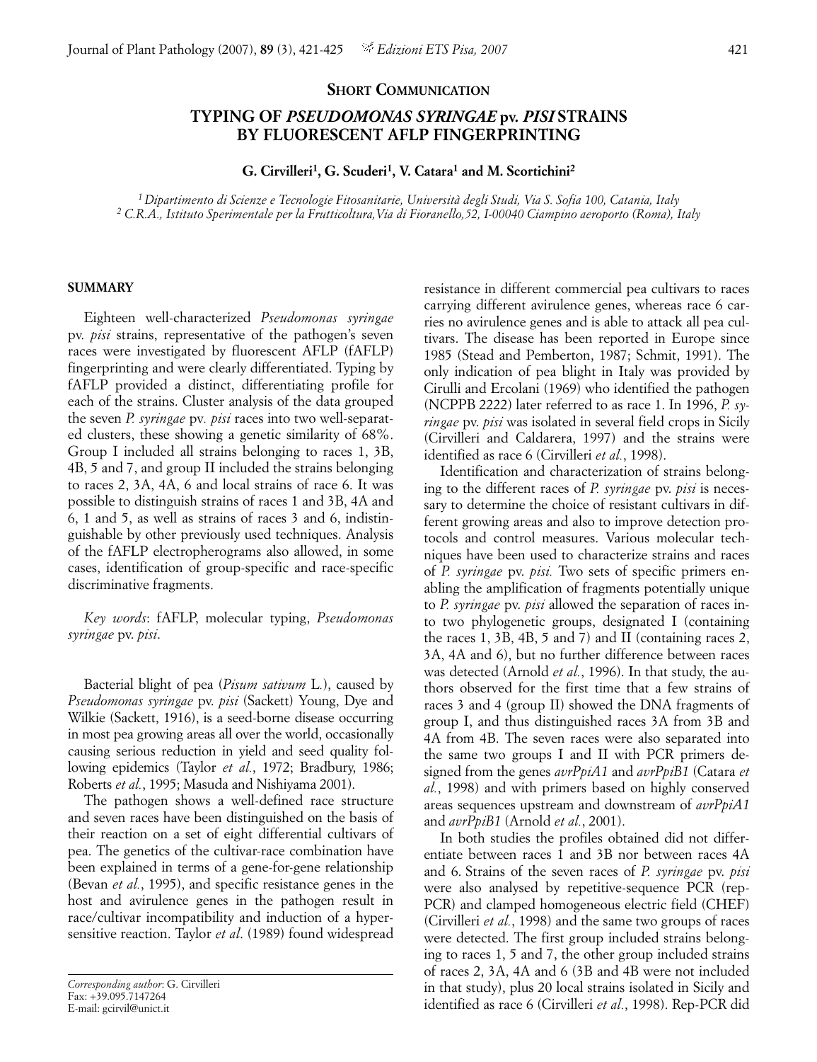**SHORT COMMUNICATION**

# TYPING OF *PSEUDOMONAS SYRINGAE* pv. *PISI* STRAINS BY FLUORESCENT AFLP FINGERPRINTING

**G. Cirvilleri[1], G. Scuderi[1], V. Catara[1] and M. Scortichini[2]**

*[1] Dipartimento di Scienze e Tecnologie Fitosanitarie, Università degli Studi, Via S. Sofia 100, Catania, Italy*
*[2] C.R.A., Istituto Sperimentale per la Frutticoltura,Via di Fioranello,52, I-00040 Ciampino aeroporto (Roma), Italy*

## SUMMARY

Eighteen well-characterized *Pseudomonas syringae* pv. *pisi* strains, representative of the pathogen's seven races were investigated by fluorescent AFLP (fAFLP) fingerprinting and were clearly differentiated. Typing by fAFLP provided a distinct, differentiating profile for each of the strains. Cluster analysis of the data grouped the seven *P. syringae* pv. *pisi* races into two well-separated clusters, these showing a genetic similarity of 68%. Group I included all strains belonging to races 1, 3B, 4B, 5 and 7, and group II included the strains belonging to races 2, 3A, 4A, 6 and local strains of race 6. It was possible to distinguish strains of races 1 and 3B, 4A and 6, 1 and 5, as well as strains of races 3 and 6, indistinguishable by other previously used techniques. Analysis of the fAFLP electropherograms also allowed, in some cases, identification of group-specific and race-specific discriminative fragments.

*Key words*: fAFLP, molecular typing, *Pseudomonas syringae* pv. *pisi*.

Bacterial blight of pea (*Pisum sativum* L.), caused by *Pseudomonas syringae* pv. *pisi* (Sackett) Young, Dye and Wilkie (Sackett, 1916), is a seed-borne disease occurring in most pea growing areas all over the world, occasionally causing serious reduction in yield and seed quality following epidemics (Taylor *et al.*, 1972; Bradbury, 1986; Roberts *et al.*, 1995; Masuda and Nishiyama 2001).

The pathogen shows a well-defined race structure and seven races have been distinguished on the basis of their reaction on a set of eight differential cultivars of pea. The genetics of the cultivar-race combination have been explained in terms of a gene-for-gene relationship (Bevan *et al.*, 1995), and specific resistance genes in the host and avirulence genes in the pathogen result in race/cultivar incompatibility and induction of a hypersensitive reaction. Taylor *et al*. (1989) found widespread resistance in different commercial pea cultivars to races carrying different avirulence genes, whereas race 6 carries no avirulence genes and is able to attack all pea cultivars. The disease has been reported in Europe since 1985 (Stead and Pemberton, 1987; Schmit, 1991). The only indication of pea blight in Italy was provided by Cirulli and Ercolani (1969) who identified the pathogen (NCPPB 2222) later referred to as race 1. In 1996, *P. syringae* pv. *pisi* was isolated in several field crops in Sicily (Cirvilleri and Caldarera, 1997) and the strains were identified as race 6 (Cirvilleri *et al.*, 1998).

Identification and characterization of strains belonging to the different races of *P. syringae* pv. *pisi* is necessary to determine the choice of resistant cultivars in different growing areas and also to improve detection protocols and control measures. Various molecular techniques have been used to characterize strains and races of *P. syringae* pv. *pisi.* Two sets of specific primers enabling the amplification of fragments potentially unique to *P. syringae* pv. *pisi* allowed the separation of races into two phylogenetic groups, designated I (containing the races 1, 3B, 4B, 5 and 7) and II (containing races 2, 3A, 4A and 6), but no further difference between races was detected (Arnold *et al.*, 1996). In that study, the authors observed for the first time that a few strains of races 3 and 4 (group II) showed the DNA fragments of group I, and thus distinguished races 3A from 3B and 4A from 4B. The seven races were also separated into the same two groups I and II with PCR primers designed from the genes *avrPpiA1* and *avrPpiB1* (Catara *et al.*, 1998) and with primers based on highly conserved areas sequences upstream and downstream of *avrPpiA1* and *avrPpiB1* (Arnold *et al.*, 2001).

In both studies the profiles obtained did not differentiate between races 1 and 3B nor between races 4A and 6. Strains of the seven races of *P. syringae* pv. *pisi* were also analysed by repetitive-sequence PCR (rep-PCR) and clamped homogeneous electric field (CHEF) (Cirvilleri *et al.*, 1998) and the same two groups of races were detected. The first group included strains belonging to races 1, 5 and 7, the other group included strains of races 2, 3A, 4A and 6 (3B and 4B were not included in that study), plus 20 local strains isolated in Sicily and identified as race 6 (Cirvilleri *et al.*, 1998). Rep-PCR did

*Corresponding author*: G. Cirvilleri
Fax: +39.095.7147264
E-mail: gcirvil@unict.it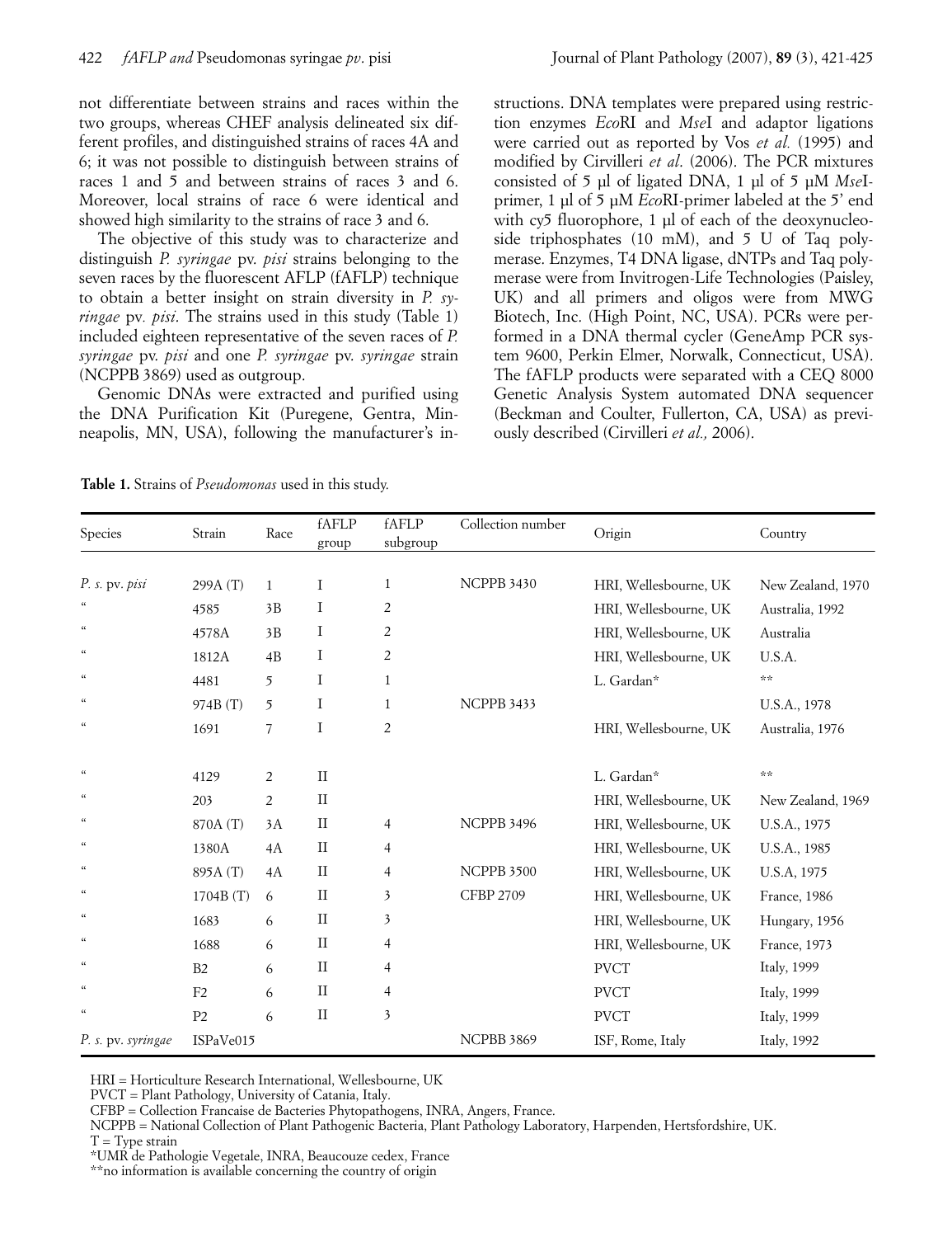not differentiate between strains and races within the two groups, whereas CHEF analysis delineated six different profiles, and distinguished strains of races 4A and 6; it was not possible to distinguish between strains of races 1 and 5 and between strains of races 3 and 6. Moreover, local strains of race 6 were identical and showed high similarity to the strains of race 3 and 6.

The objective of this study was to characterize and distinguish *P. syringae* pv. *pisi* strains belonging to the seven races by the fluorescent AFLP (fAFLP) technique to obtain a better insight on strain diversity in *P. syringae* pv. *pisi*. The strains used in this study (Table 1) included eighteen representative of the seven races of *P. syringae* pv. *pisi* and one *P. syringae* pv. *syringae* strain (NCPPB 3869) used as outgroup.

Genomic DNAs were extracted and purified using the DNA Purification Kit (Puregene, Gentra, Minneapolis, MN, USA), following the manufacturer's instructions. DNA templates were prepared using restriction enzymes *Eco*RI and *Mse*I and adaptor ligations were carried out as reported by Vos *et al.* (1995) and modified by Cirvilleri *et al*. (2006). The PCR mixtures consisted of 5 µl of ligated DNA, 1 µl of 5 µM *Mse*I-primer, 1 µl of 5 µM *Eco*RI-primer labeled at the 5' end with cy5 fluorophore, 1 µl of each of the deoxynucleoside triphosphates (10 mM), and 5 U of Taq polymerase. Enzymes, T4 DNA ligase, dNTPs and Taq polymerase were from Invitrogen-Life Technologies (Paisley, UK) and all primers and oligos were from MWG Biotech, Inc. (High Point, NC, USA). PCRs were performed in a DNA thermal cycler (GeneAmp PCR system 9600, Perkin Elmer, Norwalk, Connecticut, USA). The fAFLP products were separated with a CEQ 8000 Genetic Analysis System automated DNA sequencer (Beckman and Coulter, Fullerton, CA, USA) as previously described (Cirvilleri *et al.,* 2006).

**Table 1.** Strains of *Pseudomonas* used in this study.

| Species | Strain | Race | fAFLP group | fAFLP subgroup | Collection number | Origin | Country |
|---|---|---|---|---|---|---|---|
| *P. s.* pv. *pisi* | 299A (T) | 1 | I | 1 | NCPPB 3430 | HRI, Wellesbourne, UK | New Zealand, 1970 |
| " | 4585 | 3B | I | 2 | | HRI, Wellesbourne, UK | Australia, 1992 |
| " | 4578A | 3B | I | 2 | | HRI, Wellesbourne, UK | Australia |
| " | 1812A | 4B | I | 2 | | HRI, Wellesbourne, UK | U.S.A. |
| " | 4481 | 5 | I | 1 | | L. Gardan* | ** |
| " | 974B (T) | 5 | I | 1 | NCPPB 3433 | | U.S.A., 1978 |
| " | 1691 | 7 | I | 2 | | HRI, Wellesbourne, UK | Australia, 1976 |
| " | 4129 | 2 | II | | | L. Gardan* | ** |
| " | 203 | 2 | II | | | HRI, Wellesbourne, UK | New Zealand, 1969 |
| " | 870A (T) | 3A | II | 4 | NCPPB 3496 | HRI, Wellesbourne, UK | U.S.A., 1975 |
| " | 1380A | 4A | II | 4 | | HRI, Wellesbourne, UK | U.S.A., 1985 |
| " | 895A (T) | 4A | II | 4 | NCPPB 3500 | HRI, Wellesbourne, UK | U.S.A, 1975 |
| " | 1704B (T) | 6 | II | 3 | CFBP 2709 | HRI, Wellesbourne, UK | France, 1986 |
| " | 1683 | 6 | II | 3 | | HRI, Wellesbourne, UK | Hungary, 1956 |
| " | 1688 | 6 | II | 4 | | HRI, Wellesbourne, UK | France, 1973 |
| " | B2 | 6 | II | 4 | | PVCT | Italy, 1999 |
| " | F2 | 6 | II | 4 | | PVCT | Italy, 1999 |
| " | P2 | 6 | II | 3 | | PVCT | Italy, 1999 |
| *P. s.* pv. *syringae* | ISPaVe015 | | | | NCPBB 3869 | ISF, Rome, Italy | Italy, 1992 |

HRI = Horticulture Research International, Wellesbourne, UK
PVCT = Plant Pathology, University of Catania, Italy.
CFBP = Collection Francaise de Bacteries Phytopathogens, INRA, Angers, France.
NCPPB = National Collection of Plant Pathogenic Bacteria, Plant Pathology Laboratory, Harpenden, Hertsfordshire, UK.
T = Type strain
*UMR de Pathologie Vegetale, INRA, Beaucouze cedex, France
**no information is available concerning the country of origin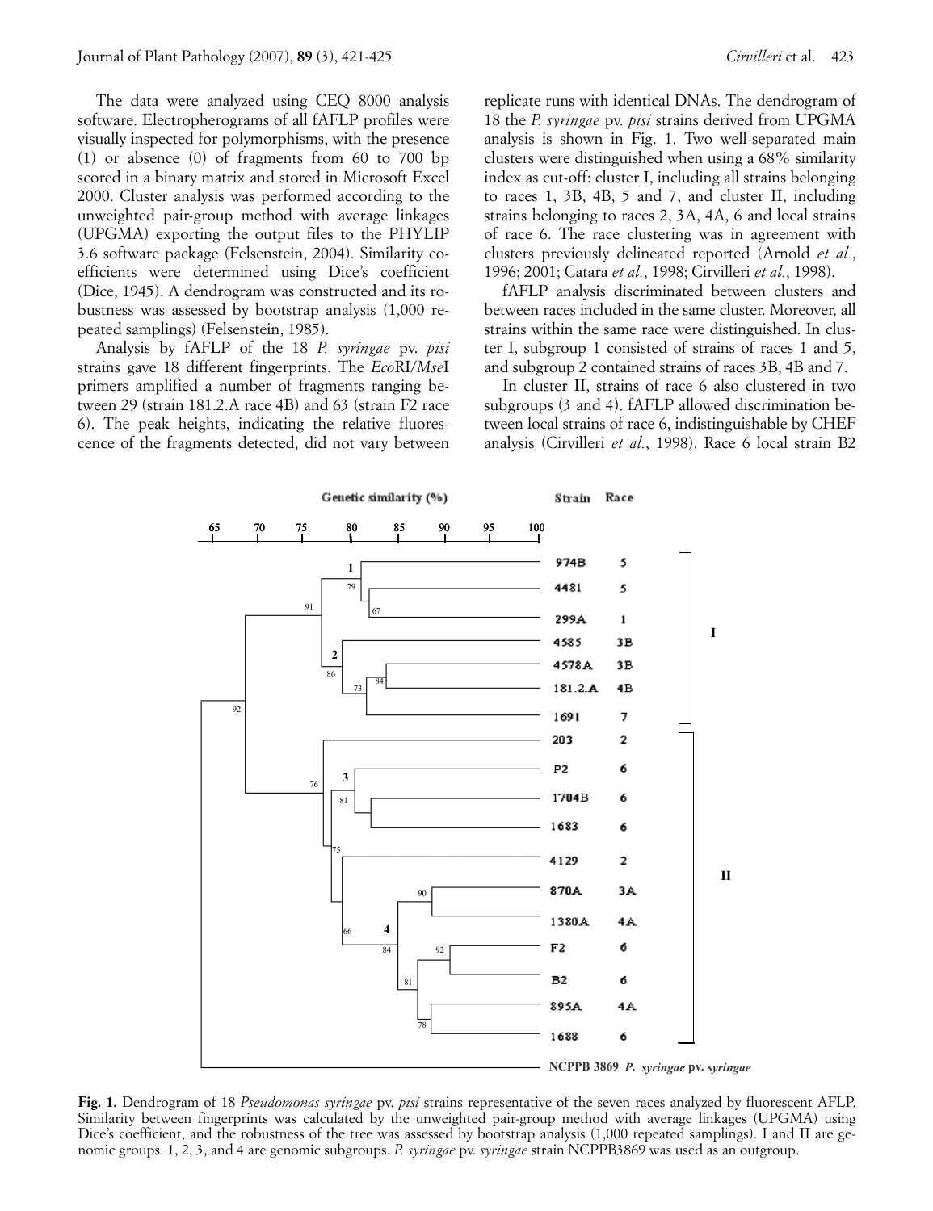The data were analyzed using CEQ 8000 analysis software. Electropherograms of all fAFLP profiles were visually inspected for polymorphisms, with the presence (1) or absence (0) of fragments from 60 to 700 bp scored in a binary matrix and stored in Microsoft Excel 2000. Cluster analysis was performed according to the unweighted pair-group method with average linkages (UPGMA) exporting the output files to the PHYLIP 3.6 software package (Felsenstein, 2004). Similarity coefficients were determined using Dice's coefficient (Dice, 1945). A dendrogram was constructed and its robustness was assessed by bootstrap analysis (1,000 repeated samplings) (Felsenstein, 1985).

Analysis by fAFLP of the 18 *P. syringae* pv. *pisi* strains gave 18 different fingerprints. The *Eco*RI/*Mse*I primers amplified a number of fragments ranging between 29 (strain 181.2.A race 4B) and 63 (strain F2 race 6). The peak heights, indicating the relative fluorescence of the fragments detected, did not vary between replicate runs with identical DNAs. The dendrogram of 18 the *P. syringae* pv. *pisi* strains derived from UPGMA analysis is shown in Fig. 1. Two well-separated main clusters were distinguished when using a 68% similarity index as cut-off: cluster I, including all strains belonging to races 1, 3B, 4B, 5 and 7, and cluster II, including strains belonging to races 2, 3A, 4A, 6 and local strains of race 6. The race clustering was in agreement with clusters previously delineated reported (Arnold *et al.*, 1996; 2001; Catara *et al.*, 1998; Cirvilleri *et al.*, 1998).

fAFLP analysis discriminated between clusters and between races included in the same cluster. Moreover, all strains within the same race were distinguished. In cluster I, subgroup 1 consisted of strains of races 1 and 5, and subgroup 2 contained strains of races 3B, 4B and 7.

In cluster II, strains of race 6 also clustered in two subgroups (3 and 4). fAFLP allowed discrimination between local strains of race 6, indistinguishable by CHEF analysis (Cirvilleri *et al.*, 1998). Race 6 local strain B2

Genetic similarity (%)

65 70 75 80 85 90 95 100

Strain Race

974B 5
4481 5
299A 1
4585 3B
4578A 3B
181.2.A 4B
1691 7
203 2
P2 6
1704B 6
1683 6
4129 2
870A 3A
1380A 4A
F2 6
B2 6
895A 4A
1688 6

1 2 3 4

I II

79 67 91 86 73 84 92 76 81 75 66 90 84 92 81 78

NCPPB 3869 *P. syringae* pv. *syringae*

**Fig. 1.** Dendrogram of 18 *Pseudomonas syringae* pv. *pisi* strains representative of the seven races analyzed by fluorescent AFLP. Similarity between fingerprints was calculated by the unweighted pair-group method with average linkages (UPGMA) using Dice's coefficient, and the robustness of the tree was assessed by bootstrap analysis (1,000 repeated samplings). I and II are genomic groups. 1, 2, 3, and 4 are genomic subgroups. *P. syringae* pv. *syringae* strain NCPPB3869 was used as an outgroup.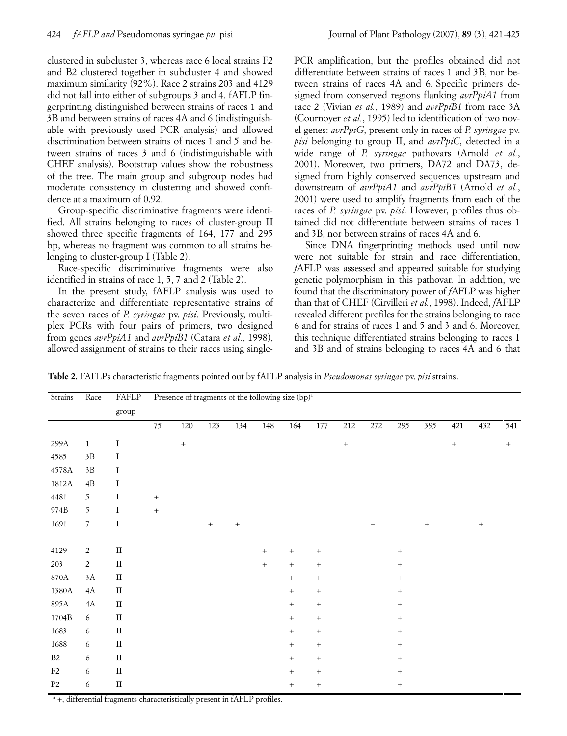clustered in subcluster 3, whereas race 6 local strains F2 and B2 clustered together in subcluster 4 and showed maximum similarity (92%). Race 2 strains 203 and 4129 did not fall into either of subgroups 3 and 4. fAFLP fingerprinting distinguished between strains of races 1 and 3B and between strains of races 4A and 6 (indistinguishable with previously used PCR analysis) and allowed discrimination between strains of races 1 and 5 and between strains of races 3 and 6 (indistinguishable with CHEF analysis). Bootstrap values show the robustness of the tree. The main group and subgroup nodes had moderate consistency in clustering and showed confidence at a maximum of 0.92.

Group-specific discriminative fragments were identified. All strains belonging to races of cluster-group II showed three specific fragments of 164, 177 and 295 bp, whereas no fragment was common to all strains belonging to cluster-group I (Table 2).

Race-specific discriminative fragments were also identified in strains of race 1, 5, 7 and 2 (Table 2).

In the present study, fAFLP analysis was used to characterize and differentiate representative strains of the seven races of *P. syringae* pv. *pisi*. Previously, multiplex PCRs with four pairs of primers, two designed from genes *avrPpiA1* and *avrPpiB1* (Catara *et al.*, 1998), allowed assignment of strains to their races using single-PCR amplification, but the profiles obtained did not differentiate between strains of races 1 and 3B, nor between strains of races 4A and 6. Specific primers designed from conserved regions flanking *avrPpiA1* from race 2 (Vivian *et al.*, 1989) and *avrPpiB1* from race 3A (Cournoyer *et al.*, 1995) led to identification of two novel genes: *avrPpiG*, present only in races of *P. syringae* pv. *pisi* belonging to group II, and *avrPpiC*, detected in a wide range of *P. syringae* pathovars (Arnold *et al.*, 2001). Moreover, two primers, DA72 and DA73, designed from highly conserved sequences upstream and downstream of *avrPpiA1* and *avrPpiB1* (Arnold *et al.*, 2001) were used to amplify fragments from each of the races of *P. syringae* pv. *pisi*. However, profiles thus obtained did not differentiate between strains of races 1 and 3B, nor between strains of races 4A and 6.

Since DNA fingerprinting methods used until now were not suitable for strain and race differentiation, *f*AFLP was assessed and appeared suitable for studying genetic polymorphism in this pathovar. In addition, we found that the discriminatory power of *f*AFLP was higher than that of CHEF (Cirvilleri *et al.*, 1998). Indeed, *f*AFLP revealed different profiles for the strains belonging to race 6 and for strains of races 1 and 5 and 3 and 6. Moreover, this technique differentiated strains belonging to races 1 and 3B and of strains belonging to races 4A and 6 that

**Table 2.** FAFLPs characteristic fragments pointed out by fAFLP analysis in *Pseudomonas syringae* pv. *pisi* strains.

| Strains | Race | FAFLP group | Presence of fragments of the following size (bp)[a] | | | | | | | | | | | | | |
|---|---|---|---|---|---|---|---|---|---|---|---|---|---|---|---|---|
| | | | 75 | 120 | 123 | 134 | 148 | 164 | 177 | 212 | 272 | 295 | 395 | 421 | 432 | 541 |
| 299A | 1 | I | | + | | | | | | + | | | | + | | + |
| 4585 | 3B | I | | | | | | | | | | | | | | |
| 4578A | 3B | I | | | | | | | | | | | | | | |
| 1812A | 4B | I | | | | | | | | | | | | | | |
| 4481 | 5 | I | + | | | | | | | | | | | | | |
| 974B | 5 | I | + | | | | | | | | | | | | | |
| 1691 | 7 | I | | | + | + | | | | | + | | + | | + | |
| 4129 | 2 | II | | | | | + | + | + | | | + | | | | |
| 203 | 2 | II | | | | | + | + | + | | | + | | | | |
| 870A | 3A | II | | | | | | + | + | | | + | | | | |
| 1380A | 4A | II | | | | | | + | + | | | + | | | | |
| 895A | 4A | II | | | | | | + | + | | | + | | | | |
| 1704B | 6 | II | | | | | | + | + | | | + | | | | |
| 1683 | 6 | II | | | | | | + | + | | | + | | | | |
| 1688 | 6 | II | | | | | | + | + | | | + | | | | |
| B2 | 6 | II | | | | | | + | + | | | + | | | | |
| F2 | 6 | II | | | | | | + | + | | | + | | | | |
| P2 | 6 | II | | | | | | + | + | | | + | | | | |

[a] +, differential fragments characteristically present in fAFLP profiles.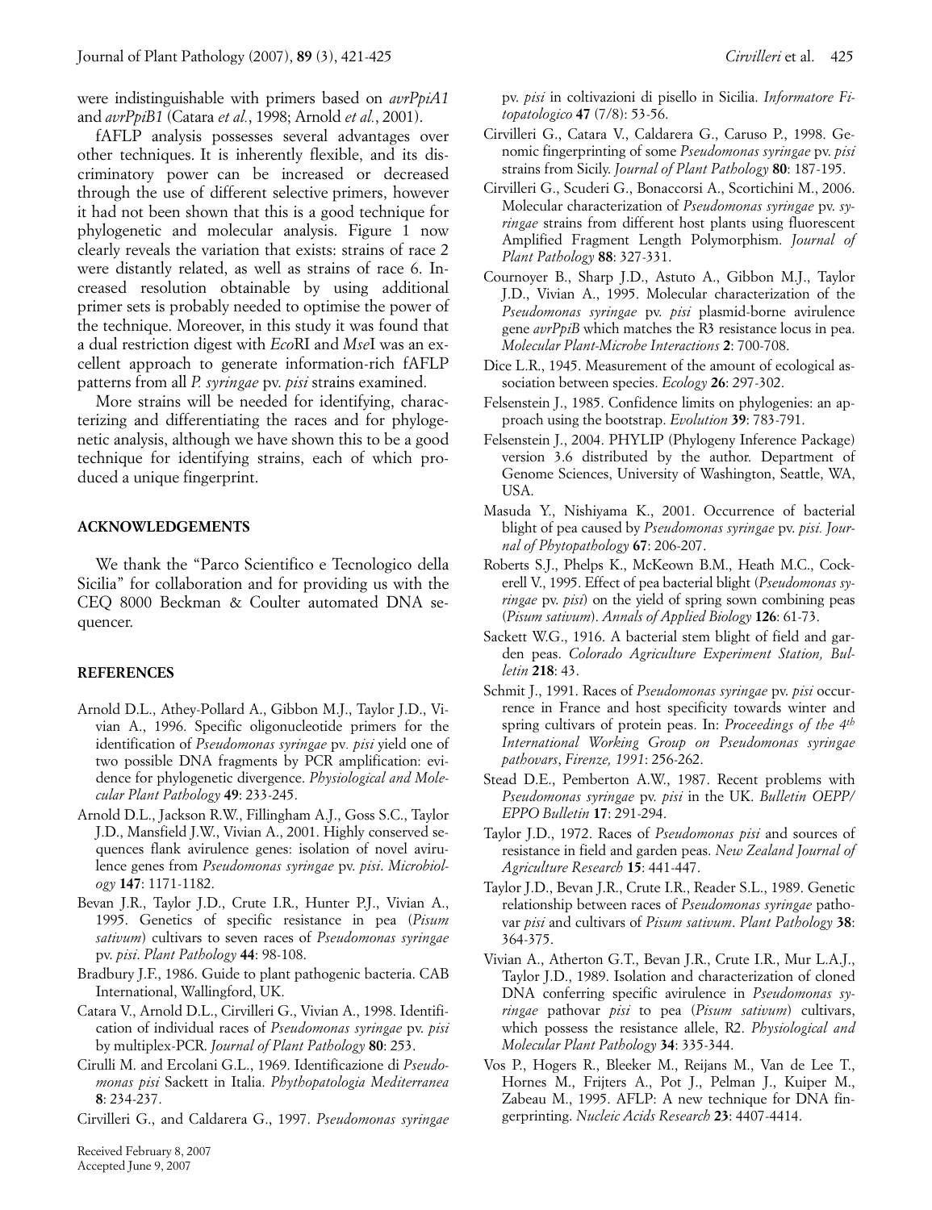were indistinguishable with primers based on *avrPpiA1* and *avrPpiB1* (Catara *et al.*, 1998; Arnold *et al.*, 2001).

fAFLP analysis possesses several advantages over other techniques. It is inherently flexible, and its discriminatory power can be increased or decreased through the use of different selective primers, however it had not been shown that this is a good technique for phylogenetic and molecular analysis. Figure 1 now clearly reveals the variation that exists: strains of race 2 were distantly related, as well as strains of race 6. Increased resolution obtainable by using additional primer sets is probably needed to optimise the power of the technique. Moreover, in this study it was found that a dual restriction digest with *Eco*RI and *Mse*I was an excellent approach to generate information-rich fAFLP patterns from all *P. syringae* pv. *pisi* strains examined.

More strains will be needed for identifying, characterizing and differentiating the races and for phylogenetic analysis, although we have shown this to be a good technique for identifying strains, each of which produced a unique fingerprint.

## ACKNOWLEDGEMENTS

We thank the "Parco Scientifico e Tecnologico della Sicilia" for collaboration and for providing us with the CEQ 8000 Beckman & Coulter automated DNA sequencer.

## REFERENCES

Arnold D.L., Athey-Pollard A., Gibbon M.J., Taylor J.D., Vivian A., 1996. Specific oligonucleotide primers for the identification of *Pseudomonas syringae* pv. *pisi* yield one of two possible DNA fragments by PCR amplification: evidence for phylogenetic divergence. *Physiological and Molecular Plant Pathology* **49**: 233-245.

Arnold D.L., Jackson R.W., Fillingham A.J., Goss S.C., Taylor J.D., Mansfield J.W., Vivian A., 2001. Highly conserved sequences flank avirulence genes: isolation of novel avirulence genes from *Pseudomonas syringae* pv. *pisi*. *Microbiology* **147**: 1171-1182.

Bevan J.R., Taylor J.D., Crute I.R., Hunter P.J., Vivian A., 1995. Genetics of specific resistance in pea (*Pisum sativum*) cultivars to seven races of *Pseudomonas syringae* pv. *pisi*. *Plant Pathology* **44**: 98-108.

Bradbury J.F., 1986. Guide to plant pathogenic bacteria. CAB International, Wallingford, UK.

Catara V., Arnold D.L., Cirvilleri G., Vivian A., 1998. Identification of individual races of *Pseudomonas syringae* pv. *pisi* by multiplex-PCR. *Journal of Plant Pathology* **80**: 253.

Cirulli M. and Ercolani G.L., 1969. Identificazione di *Pseudomonas pisi* Sackett in Italia. *Phythopatologia Mediterranea* **8**: 234-237.

Cirvilleri G., and Caldarera G., 1997. *Pseudomonas syringae* pv. *pisi* in coltivazioni di pisello in Sicilia. *Informatore Fitopatologico* **47** (7/8): 53-56.

Cirvilleri G., Catara V., Caldarera G., Caruso P., 1998. Genomic fingerprinting of some *Pseudomonas syringae* pv. *pisi* strains from Sicily. *Journal of Plant Pathology* **80**: 187-195.

Cirvilleri G., Scuderi G., Bonaccorsi A., Scortichini M., 2006. Molecular characterization of *Pseudomonas syringae* pv. *syringae* strains from different host plants using fluorescent Amplified Fragment Length Polymorphism. *Journal of Plant Pathology* **88**: 327-331.

Cournoyer B., Sharp J.D., Astuto A., Gibbon M.J., Taylor J.D., Vivian A., 1995. Molecular characterization of the *Pseudomonas syringae* pv. *pisi* plasmid-borne avirulence gene *avrPpiB* which matches the R3 resistance locus in pea. *Molecular Plant-Microbe Interactions* **2**: 700-708.

Dice L.R., 1945. Measurement of the amount of ecological association between species. *Ecology* **26**: 297-302.

Felsenstein J., 1985. Confidence limits on phylogenies: an approach using the bootstrap. *Evolution* **39**: 783-791.

Felsenstein J., 2004. PHYLIP (Phylogeny Inference Package) version 3.6 distributed by the author. Department of Genome Sciences, University of Washington, Seattle, WA, USA.

Masuda Y., Nishiyama K., 2001. Occurrence of bacterial blight of pea caused by *Pseudomonas syringae* pv. *pisi*. *Journal of Phytopathology* **67**: 206-207.

Roberts S.J., Phelps K., McKeown B.M., Heath M.C., Cockerell V., 1995. Effect of pea bacterial blight (*Pseudomonas syringae* pv. *pisi*) on the yield of spring sown combining peas (*Pisum sativum*). *Annals of Applied Biology* **126**: 61-73.

Sackett W.G., 1916. A bacterial stem blight of field and garden peas. *Colorado Agriculture Experiment Station, Bulletin* **218**: 43.

Schmit J., 1991. Races of *Pseudomonas syringae* pv. *pisi* occurrence in France and host specificity towards winter and spring cultivars of protein peas. In: *Proceedings of the 4th International Working Group on Pseudomonas syringae pathovars*, *Firenze, 1991*: 256-262.

Stead D.E., Pemberton A.W., 1987. Recent problems with *Pseudomonas syringae* pv. *pisi* in the UK. *Bulletin OEPP/EPPO Bulletin* **17**: 291-294.

Taylor J.D., 1972. Races of *Pseudomonas pisi* and sources of resistance in field and garden peas. *New Zealand Journal of Agriculture Research* **15**: 441-447.

Taylor J.D., Bevan J.R., Crute I.R., Reader S.L., 1989. Genetic relationship between races of *Pseudomonas syringae* pathovar *pisi* and cultivars of *Pisum sativum*. *Plant Pathology* **38**: 364-375.

Vivian A., Atherton G.T., Bevan J.R., Crute I.R., Mur L.A.J., Taylor J.D., 1989. Isolation and characterization of cloned DNA conferring specific avirulence in *Pseudomonas syringae* pathovar *pisi* to pea (*Pisum sativum*) cultivars, which possess the resistance allele, R2. *Physiological and Molecular Plant Pathology* **34**: 335-344.

Vos P., Hogers R., Bleeker M., Reijans M., Van de Lee T., Hornes M., Frijters A., Pot J., Pelman J., Kuiper M., Zabeau M., 1995. AFLP: A new technique for DNA fingerprinting. *Nucleic Acids Research* **23**: 4407-4414.

Received February 8, 2007
Accepted June 9, 2007